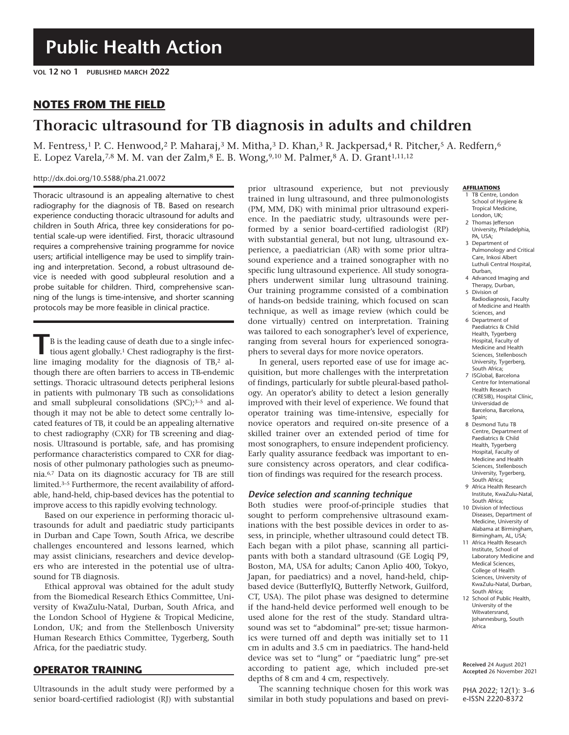# Public Health Action

VOL 12 NO 1 PUBLISHED MARCH 2022

## NOTES FROM THE FIELD

# Thoracic ultrasound for TB diagnosis in adults and children

M. Fentress,[1] P. C. Henwood,[2] P. Maharaj,[3] M. Mitha,[3] D. Khan,[3] R. Jackpersad,[4] R. Pitcher,[5] A. Redfern,[6] E. Lopez Varela,[7,8] M. M. van der Zalm,[8] E. B. Wong,[9,10] M. Palmer,[8] A. D. Grant[1,11,12]

http://dx.doi.org/10.5588/pha.21.0072

Thoracic ultrasound is an appealing alternative to chest radiography for the diagnosis of TB. Based on research experience conducting thoracic ultrasound for adults and children in South Africa, three key considerations for potential scale-up were identified. First, thoracic ultrasound requires a comprehensive training programme for novice users; artificial intelligence may be used to simplify training and interpretation. Second, a robust ultrasound device is needed with good subpleural resolution and a probe suitable for children. Third, comprehensive scanning of the lungs is time-intensive, and shorter scanning protocols may be more feasible in clinical practice.

TB is the leading cause of death due to a single infectious agent globally.[1] Chest radiography is the first-line imaging modality for the diagnosis of TB,[2] although there are often barriers to access in TB-endemic settings. Thoracic ultrasound detects peripheral lesions in patients with pulmonary TB such as consolidations and small subpleural consolidations (SPC);[3–5] and although it may not be able to detect some centrally located features of TB, it could be an appealing alternative to chest radiography (CXR) for TB screening and diagnosis. Ultrasound is portable, safe, and has promising performance characteristics compared to CXR for diagnosis of other pulmonary pathologies such as pneumonia.[6,7] Data on its diagnostic accuracy for TB are still limited.[3–5] Furthermore, the recent availability of affordable, hand-held, chip-based devices has the potential to improve access to this rapidly evolving technology.

Based on our experience in performing thoracic ultrasounds for adult and paediatric study participants in Durban and Cape Town, South Africa, we describe challenges encountered and lessons learned, which may assist clinicians, researchers and device developers who are interested in the potential use of ultrasound for TB diagnosis.

Ethical approval was obtained for the adult study from the Biomedical Research Ethics Committee, University of KwaZulu-Natal, Durban, South Africa, and the London School of Hygiene & Tropical Medicine, London, UK; and from the Stellenbosch University Human Research Ethics Committee, Tygerberg, South Africa, for the paediatric study.

## OPERATOR TRAINING

Ultrasounds in the adult study were performed by a senior board-certified radiologist (RJ) with substantial prior ultrasound experience, but not previously trained in lung ultrasound, and three pulmonologists (PM, MM, DK) with minimal prior ultrasound experience. In the paediatric study, ultrasounds were performed by a senior board-certified radiologist (RP) with substantial general, but not lung, ultrasound experience, a paediatrician (AR) with some prior ultrasound experience and a trained sonographer with no specific lung ultrasound experience. All study sonographers underwent similar lung ultrasound training. Our training programme consisted of a combination of hands-on bedside training, which focused on scan technique, as well as image review (which could be done virtually) centred on interpretation. Training was tailored to each sonographer's level of experience, ranging from several hours for experienced sonographers to several days for more novice operators.

In general, users reported ease of use for image acquisition, but more challenges with the interpretation of findings, particularly for subtle pleural-based pathology. An operator's ability to detect a lesion generally improved with their level of experience. We found that operator training was time-intensive, especially for novice operators and required on-site presence of a skilled trainer over an extended period of time for most sonographers, to ensure independent proficiency. Early quality assurance feedback was important to ensure consistency across operators, and clear codification of findings was required for the research process.

### *Device selection and scanning technique*

Both studies were proof-of-principle studies that sought to perform comprehensive ultrasound examinations with the best possible devices in order to assess, in principle, whether ultrasound could detect TB. Each began with a pilot phase, scanning all participants with both a standard ultrasound (GE Logiq P9, Boston, MA, USA for adults; Canon Aplio 400, Tokyo, Japan, for paediatrics) and a novel, hand-held, chip-based device (ButterflyIQ, Butterfly Network, Guilford, CT, USA). The pilot phase was designed to determine if the hand-held device performed well enough to be used alone for the rest of the study. Standard ultrasound was set to "abdominal" pre-set; tissue harmonics were turned off and depth was initially set to 11 cm in adults and 3.5 cm in paediatrics. The hand-held device was set to "lung" or "paediatric lung" pre-set according to patient age, which included pre-set depths of 8 cm and 4 cm, respectively.

The scanning technique chosen for this work was similar in both study populations and based on previ-

**AFFILIATIONS**

1. TB Centre, London School of Hygiene & Tropical Medicine, London, UK;
2. Thomas Jefferson University, Philadelphia, PA, USA;
3. Department of Pulmonology and Critical Care, Inkosi Albert Luthuli Central Hospital, Durban,
4. Advanced Imaging and Therapy, Durban,
5. Division of Radiodiagnosis, Faculty of Medicine and Health Sciences, and
6. Department of Paediatrics & Child Health, Tygerberg Hospital, Faculty of Medicine and Health Sciences, Stellenbosch University, Tygerberg, South Africa;
7. ISGlobal, Barcelona Centre for International Health Research (CRESIB), Hospital Clínic, Universidad de Barcelona, Barcelona, Spain;
8. Desmond Tutu TB Centre, Department of Paediatrics & Child Health, Tygerberg Hospital, Faculty of Medicine and Health Sciences, Stellenbosch University, Tygerberg, South Africa;
9. Africa Health Research Institute, KwaZulu-Natal, South Africa;
10. Division of Infectious Diseases, Department of Medicine, University of Alabama at Birmingham, Birmingham, AL, USA;
11. Africa Health Research Institute, School of Laboratory Medicine and Medical Sciences, College of Health Sciences, University of KwaZulu-Natal, Durban, South Africa;
12. School of Public Health, University of the Witwatersrand, Johannesburg, South Africa

**Received** 24 August 2021
**Accepted** 26 November 2021

PHA 2022; 12(1): 3–6
e-ISSN 2220-8372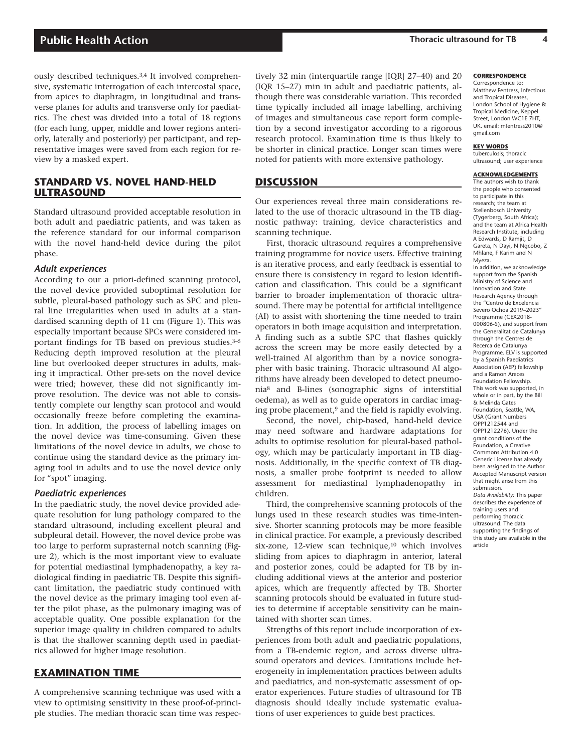ously described techniques.[3,4] It involved comprehensive, systematic interrogation of each intercostal space, from apices to diaphragm, in longitudinal and transverse planes for adults and transverse only for paediatrics. The chest was divided into a total of 18 regions (for each lung, upper, middle and lower regions anteriorly, laterally and posteriorly) per participant, and representative images were saved from each region for review by a masked expert.

## STANDARD VS. NOVEL HAND-HELD ULTRASOUND

Standard ultrasound provided acceptable resolution in both adult and paediatric patients, and was taken as the reference standard for our informal comparison with the novel hand-held device during the pilot phase.

### Adult experiences

According to our a priori-defined scanning protocol, the novel device provided suboptimal resolution for subtle, pleural-based pathology such as SPC and pleural line irregularities when used in adults at a standardised scanning depth of 11 cm (Figure 1). This was especially important because SPCs were considered important findings for TB based on previous studies.[3–5] Reducing depth improved resolution at the pleural line but overlooked deeper structures in adults, making it impractical. Other pre-sets on the novel device were tried; however, these did not significantly improve resolution. The device was not able to consistently complete our lengthy scan protocol and would occasionally freeze before completing the examination. In addition, the process of labelling images on the novel device was time-consuming. Given these limitations of the novel device in adults, we chose to continue using the standard device as the primary imaging tool in adults and to use the novel device only for "spot" imaging.

### Paediatric experiences

In the paediatric study, the novel device provided adequate resolution for lung pathology compared to the standard ultrasound, including excellent pleural and subpleural detail. However, the novel device probe was too large to perform suprasternal notch scanning (Figure 2), which is the most important view to evaluate for potential mediastinal lymphadenopathy, a key radiological finding in paediatric TB. Despite this significant limitation, the paediatric study continued with the novel device as the primary imaging tool even after the pilot phase, as the pulmonary imaging was of acceptable quality. One possible explanation for the superior image quality in children compared to adults is that the shallower scanning depth used in paediatrics allowed for higher image resolution.

## EXAMINATION TIME

A comprehensive scanning technique was used with a view to optimising sensitivity in these proof-of-principle studies. The median thoracic scan time was respectively 32 min (interquartile range [IQR] 27–40) and 20 (IQR 15–27) min in adult and paediatric patients, although there was considerable variation. This recorded time typically included all image labelling, archiving of images and simultaneous case report form completion by a second investigator according to a rigorous research protocol. Examination time is thus likely to be shorter in clinical practice. Longer scan times were noted for patients with more extensive pathology.

## DISCUSSION

Our experiences reveal three main considerations related to the use of thoracic ultrasound in the TB diagnostic pathway: training, device characteristics and scanning technique.

First, thoracic ultrasound requires a comprehensive training programme for novice users. Effective training is an iterative process, and early feedback is essential to ensure there is consistency in regard to lesion identification and classification. This could be a significant barrier to broader implementation of thoracic ultrasound. There may be potential for artificial intelligence (AI) to assist with shortening the time needed to train operators in both image acquisition and interpretation. A finding such as a subtle SPC that flashes quickly across the screen may be more easily detected by a well-trained AI algorithm than by a novice sonographer with basic training. Thoracic ultrasound AI algorithms have already been developed to detect pneumonia[8] and B-lines (sonographic signs of interstitial oedema), as well as to guide operators in cardiac imaging probe placement,[9] and the field is rapidly evolving.

Second, the novel, chip-based, hand-held device may need software and hardware adaptations for adults to optimise resolution for pleural-based pathology, which may be particularly important in TB diagnosis. Additionally, in the specific context of TB diagnosis, a smaller probe footprint is needed to allow assessment for mediastinal lymphadenopathy in children.

Third, the comprehensive scanning protocols of the lungs used in these research studies was time-intensive. Shorter scanning protocols may be more feasible in clinical practice. For example, a previously described six-zone, 12-view scan technique,[10] which involves sliding from apices to diaphragm in anterior, lateral and posterior zones, could be adapted for TB by including additional views at the anterior and posterior apices, which are frequently affected by TB. Shorter scanning protocols should be evaluated in future studies to determine if acceptable sensitivity can be maintained with shorter scan times.

Strengths of this report include incorporation of experiences from both adult and paediatric populations, from a TB-endemic region, and across diverse ultrasound operators and devices. Limitations include heterogeneity in implementation practices between adults and paediatrics, and non-systematic assessment of operator experiences. Future studies of ultrasound for TB diagnosis should ideally include systematic evaluations of user experiences to guide best practices.

**CORRESPONDENCE**

Correspondence to: Matthew Fentress, Infectious and Tropical Diseases, London School of Hygiene & Tropical Medicine, Keppel Street, London WC1E 7HT, UK. email: mfentress2010@gmail.com

**KEY WORDS**

tuberculosis; thoracic ultrasound; user experience

**ACKNOWLEDGEMENTS**

The authors wish to thank the people who consented to participate in this research; the team at Stellenbosch University (Tygerberg, South Africa); and the team at Africa Health Research Institute, including A Edwards, D Ramjit, D Gareta, N Dayi, N Ngcobo, Z Mhlane, F Karim and N Myeza.

In addition, we acknowledge support from the Spanish Ministry of Science and Innovation and State Research Agency through the "Centro de Excelencia Severo Ochoa 2019–2023" Programme (CEX2018-000806-S), and support from the Generalitat de Catalunya through the Centres de Recerca de Catalunya Programme. ELV is supported by a Spanish Paediatrics Association (AEP) fellowship and a Ramon Areces Foundation Fellowship.

This work was supported, in whole or in part, by the Bill & Melinda Gates Foundation, Seattle, WA, USA (Grant Numbers OPP1212544 and OPP1212276). Under the grant conditions of the Foundation, a Creative Commons Attribution 4.0 Generic License has already been assigned to the Author Accepted Manuscript version that might arise from this submission.

*Data Availability:* This paper describes the experience of training users and performing thoracic ultrasound. The data supporting the findings of this study are available in the article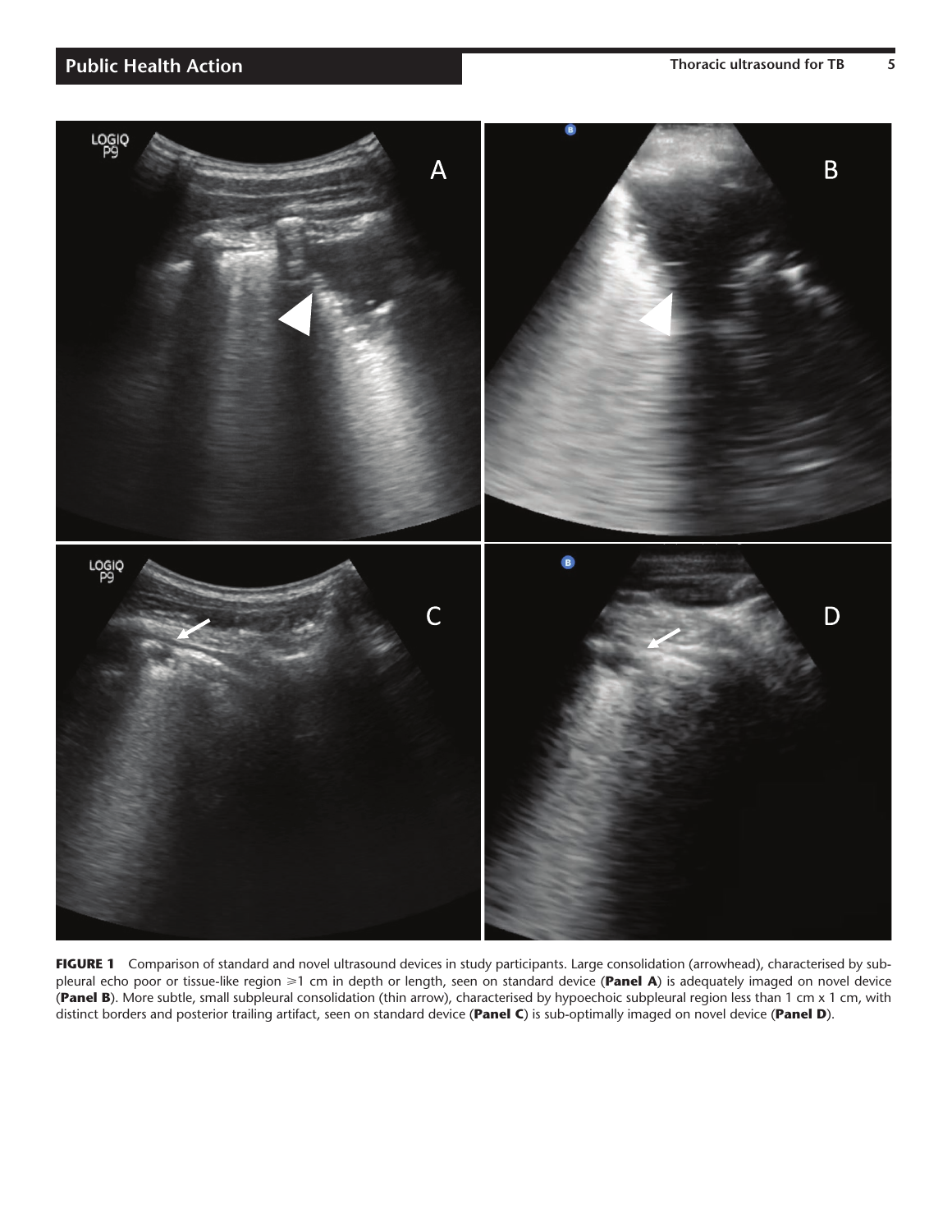**FIGURE 1** Comparison of standard and novel ultrasound devices in study participants. Large consolidation (arrowhead), characterised by subpleural echo poor or tissue-like region ⩾1 cm in depth or length, seen on standard device (**Panel A**) is adequately imaged on novel device (**Panel B**). More subtle, small subpleural consolidation (thin arrow), characterised by hypoechoic subpleural region less than 1 cm x 1 cm, with distinct borders and posterior trailing artifact, seen on standard device (**Panel C**) is sub-optimally imaged on novel device (**Panel D**).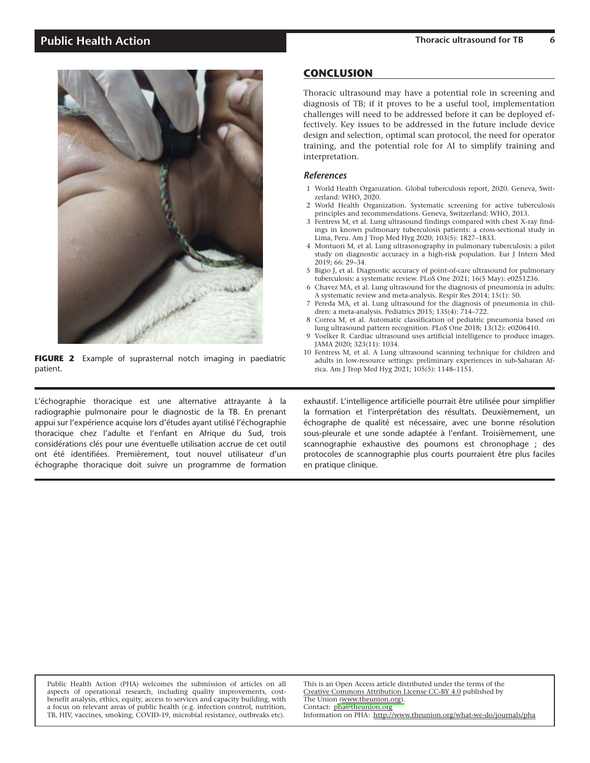FIGURE 2 Example of suprasternal notch imaging in paediatric patient.

## CONCLUSION

Thoracic ultrasound may have a potential role in screening and diagnosis of TB; if it proves to be a useful tool, implementation challenges will need to be addressed before it can be deployed effectively. Key issues to be addressed in the future include device design and selection, optimal scan protocol, the need for operator training, and the potential role for AI to simplify training and interpretation.

### *References*

1. World Health Organization. Global tuberculosis report, 2020. Geneva, Switzerland: WHO, 2020.
2. World Health Organization. Systematic screening for active tuberculosis principles and recommendations. Geneva, Switzerland: WHO, 2013.
3. Fentress M, et al. Lung ultrasound findings compared with chest X-ray findings in known pulmonary tuberculosis patients: a cross-sectional study in Lima, Peru. Am J Trop Med Hyg 2020; 103(5): 1827–1833.
4. Montuori M, et al. Lung ultrasonography in pulmonary tuberculosis: a pilot study on diagnostic accuracy in a high-risk population. Eur J Intern Med 2019; 66: 29–34.
5. Bigio J, et al. Diagnostic accuracy of point-of-care ultrasound for pulmonary tuberculosis: a systematic review. PLoS One 2021; 16(5 May): e0251236.
6. Chavez MA, et al. Lung ultrasound for the diagnosis of pneumonia in adults: A systematic review and meta-analysis. Respir Res 2014; 15(1): 50.
7. Pereda MA, et al. Lung ultrasound for the diagnosis of pneumonia in children: a meta-analysis. Pediatrics 2015; 135(4): 714–722.
8. Correa M, et al. Automatic classification of pediatric pneumonia based on lung ultrasound pattern recognition. PLoS One 2018; 13(12): e0206410.
9. Voelker R. Cardiac ultrasound uses artificial intelligence to produce images. JAMA 2020; 323(11): 1034.
10. Fentress M, et al. A Lung ultrasound scanning technique for children and adults in low-resource settings: preliminary experiences in sub-Saharan Africa. Am J Trop Med Hyg 2021; 105(5): 1148–1151.

L'échographie thoracique est une alternative attrayante à la radiographie pulmonaire pour le diagnostic de la TB. En prenant appui sur l'expérience acquise lors d'études ayant utilisé l'échographie thoracique chez l'adulte et l'enfant en Afrique du Sud, trois considérations clés pour une éventuelle utilisation accrue de cet outil ont été identifiées. Premièrement, tout nouvel utilisateur d'un échographe thoracique doit suivre un programme de formation exhaustif. L'intelligence artificielle pourrait être utilisée pour simplifier la formation et l'interprétation des résultats. Deuxièmement, un échographe de qualité est nécessaire, avec une bonne résolution sous-pleurale et une sonde adaptée à l'enfant. Troisièmement, une scannographie exhaustive des poumons est chronophage ; des protocoles de scannographie plus courts pourraient être plus faciles en pratique clinique.

Public Health Action (PHA) welcomes the submission of articles on all aspects of operational research, including quality improvements, cost-benefit analysis, ethics, equity, access to services and capacity building, with a focus on relevant areas of public health (e.g. infection control, nutrition, TB, HIV, vaccines, smoking, COVID-19, microbial resistance, outbreaks etc).

This is an Open Access article distributed under the terms of the Creative Commons Attribution License CC-BY 4.0 published by The Union (www.theunion.org).
Contact: pha@theunion.org
Information on PHA: http://www.theunion.org/what-we-do/journals/pha